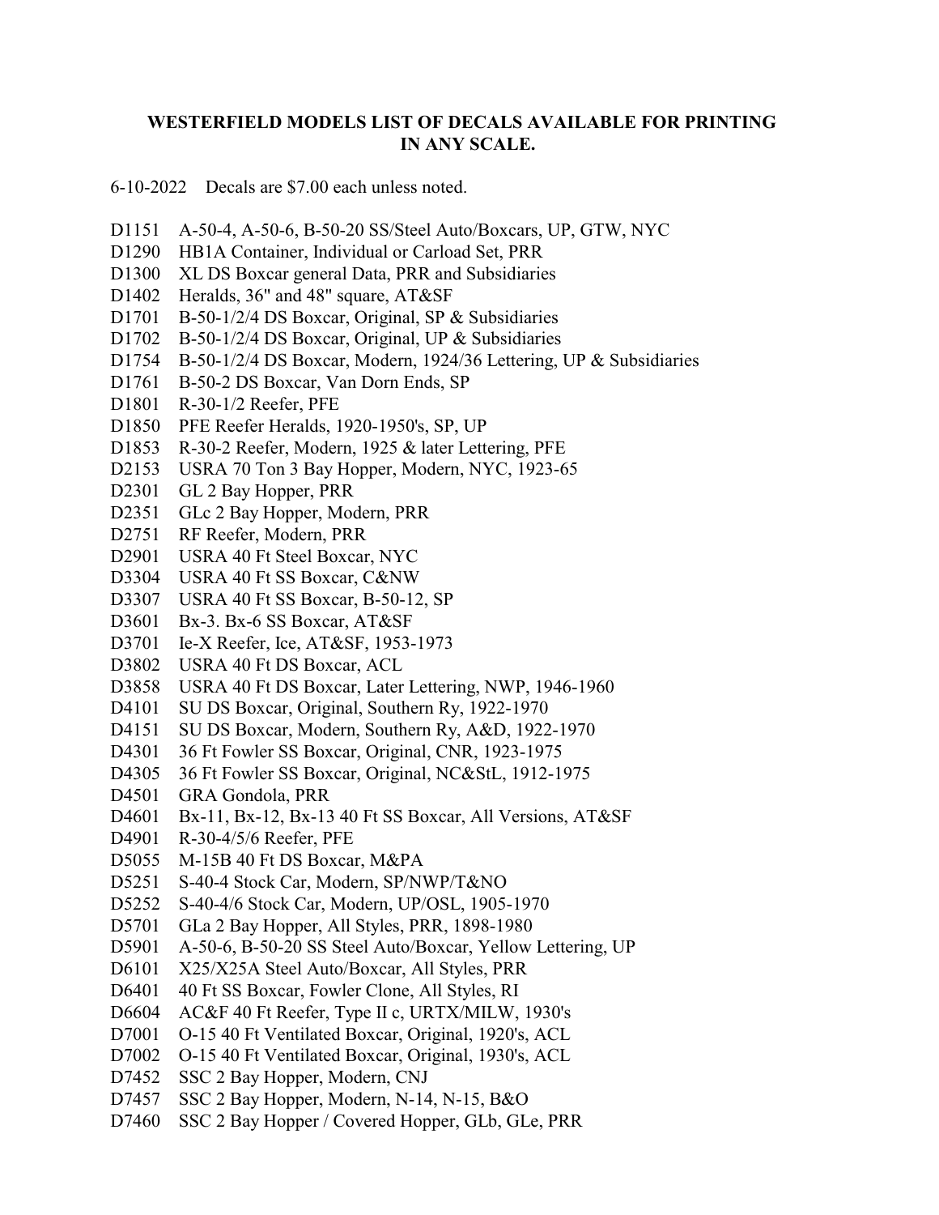# WESTERFIELD MODELS LIST OF DECALS AVAILABLE FOR PRINTING IN ANY SCALE.

6-10-2022    Decals are $7.00 each unless noted.

D1151    A-50-4, A-50-6, B-50-20 SS/Steel Auto/Boxcars, UP, GTW, NYC
D1290    HB1A Container, Individual or Carload Set, PRR
D1300    XL DS Boxcar general Data, PRR and Subsidiaries
D1402    Heralds, 36" and 48" square, AT&SF
D1701    B-50-1/2/4 DS Boxcar, Original, SP & Subsidiaries
D1702    B-50-1/2/4 DS Boxcar, Original, UP & Subsidiaries
D1754    B-50-1/2/4 DS Boxcar, Modern, 1924/36 Lettering, UP & Subsidiaries
D1761    B-50-2 DS Boxcar, Van Dorn Ends, SP
D1801    R-30-1/2 Reefer, PFE
D1850    PFE Reefer Heralds, 1920-1950's, SP, UP
D1853    R-30-2 Reefer, Modern, 1925 & later Lettering, PFE
D2153    USRA 70 Ton 3 Bay Hopper, Modern, NYC, 1923-65
D2301    GL 2 Bay Hopper, PRR
D2351    GLc 2 Bay Hopper, Modern, PRR
D2751    RF Reefer, Modern, PRR
D2901    USRA 40 Ft Steel Boxcar, NYC
D3304    USRA 40 Ft SS Boxcar, C&NW
D3307    USRA 40 Ft SS Boxcar, B-50-12, SP
D3601    Bx-3. Bx-6 SS Boxcar, AT&SF
D3701    Ie-X Reefer, Ice, AT&SF, 1953-1973
D3802    USRA 40 Ft DS Boxcar, ACL
D3858    USRA 40 Ft DS Boxcar, Later Lettering, NWP, 1946-1960
D4101    SU DS Boxcar, Original, Southern Ry, 1922-1970
D4151    SU DS Boxcar, Modern, Southern Ry, A&D, 1922-1970
D4301    36 Ft Fowler SS Boxcar, Original, CNR, 1923-1975
D4305    36 Ft Fowler SS Boxcar, Original, NC&StL, 1912-1975
D4501    GRA Gondola, PRR
D4601    Bx-11, Bx-12, Bx-13 40 Ft SS Boxcar, All Versions, AT&SF
D4901    R-30-4/5/6 Reefer, PFE
D5055    M-15B 40 Ft DS Boxcar, M&PA
D5251    S-40-4 Stock Car, Modern, SP/NWP/T&NO
D5252    S-40-4/6 Stock Car, Modern, UP/OSL, 1905-1970
D5701    GLa 2 Bay Hopper, All Styles, PRR, 1898-1980
D5901    A-50-6, B-50-20 SS Steel Auto/Boxcar, Yellow Lettering, UP
D6101    X25/X25A Steel Auto/Boxcar, All Styles, PRR
D6401    40 Ft SS Boxcar, Fowler Clone, All Styles, RI
D6604    AC&F 40 Ft Reefer, Type II c, URTX/MILW, 1930's
D7001    O-15 40 Ft Ventilated Boxcar, Original, 1920's, ACL
D7002    O-15 40 Ft Ventilated Boxcar, Original, 1930's, ACL
D7452    SSC 2 Bay Hopper, Modern, CNJ
D7457    SSC 2 Bay Hopper, Modern, N-14, N-15, B&O
D7460    SSC 2 Bay Hopper / Covered Hopper, GLb, GLe, PRR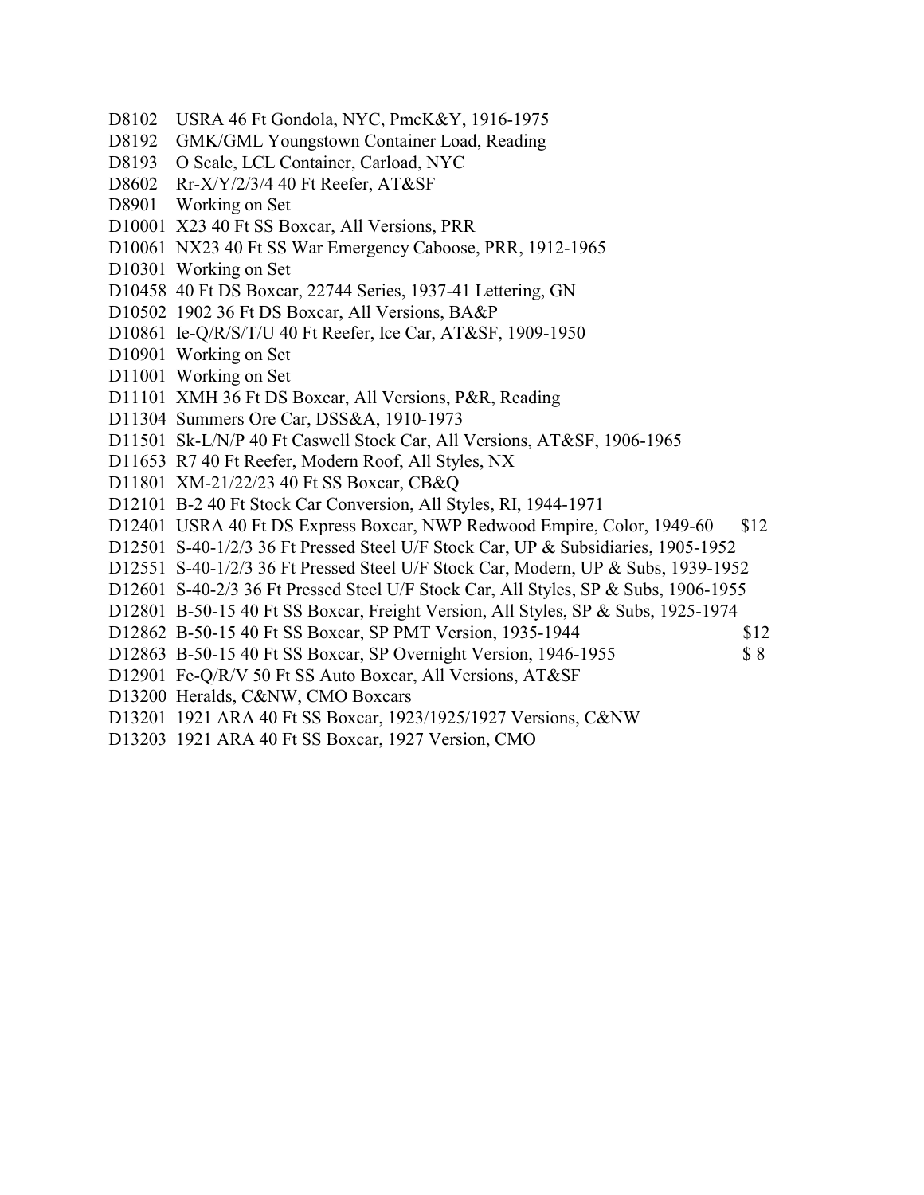D8102 USRA 46 Ft Gondola, NYC, PmcK&Y, 1916-1975
D8192 GMK/GML Youngstown Container Load, Reading
D8193 O Scale, LCL Container, Carload, NYC
D8602 Rr-X/Y/2/3/4 40 Ft Reefer, AT&SF
D8901 Working on Set
D10001 X23 40 Ft SS Boxcar, All Versions, PRR
D10061 NX23 40 Ft SS War Emergency Caboose, PRR, 1912-1965
D10301 Working on Set
D10458 40 Ft DS Boxcar, 22744 Series, 1937-41 Lettering, GN
D10502 1902 36 Ft DS Boxcar, All Versions, BA&P
D10861 Ie-Q/R/S/T/U 40 Ft Reefer, Ice Car, AT&SF, 1909-1950
D10901 Working on Set
D11001 Working on Set
D11101 XMH 36 Ft DS Boxcar, All Versions, P&R, Reading
D11304 Summers Ore Car, DSS&A, 1910-1973
D11501 Sk-L/N/P 40 Ft Caswell Stock Car, All Versions, AT&SF, 1906-1965
D11653 R7 40 Ft Reefer, Modern Roof, All Styles, NX
D11801 XM-21/22/23 40 Ft SS Boxcar, CB&Q
D12101 B-2 40 Ft Stock Car Conversion, All Styles, RI, 1944-1971
D12401 USRA 40 Ft DS Express Boxcar, NWP Redwood Empire, Color, 1949-60 $12
D12501 S-40-1/2/3 36 Ft Pressed Steel U/F Stock Car, UP & Subsidiaries, 1905-1952
D12551 S-40-1/2/3 36 Ft Pressed Steel U/F Stock Car, Modern, UP & Subs, 1939-1952
D12601 S-40-2/3 36 Ft Pressed Steel U/F Stock Car, All Styles, SP & Subs, 1906-1955
D12801 B-50-15 40 Ft SS Boxcar, Freight Version, All Styles, SP & Subs, 1925-1974
D12862 B-50-15 40 Ft SS Boxcar, SP PMT Version, 1935-1944 $12
D12863 B-50-15 40 Ft SS Boxcar, SP Overnight Version, 1946-1955 $ 8
D12901 Fe-Q/R/V 50 Ft SS Auto Boxcar, All Versions, AT&SF
D13200 Heralds, C&NW, CMO Boxcars
D13201 1921 ARA 40 Ft SS Boxcar, 1923/1925/1927 Versions, C&NW
D13203 1921 ARA 40 Ft SS Boxcar, 1927 Version, CMO